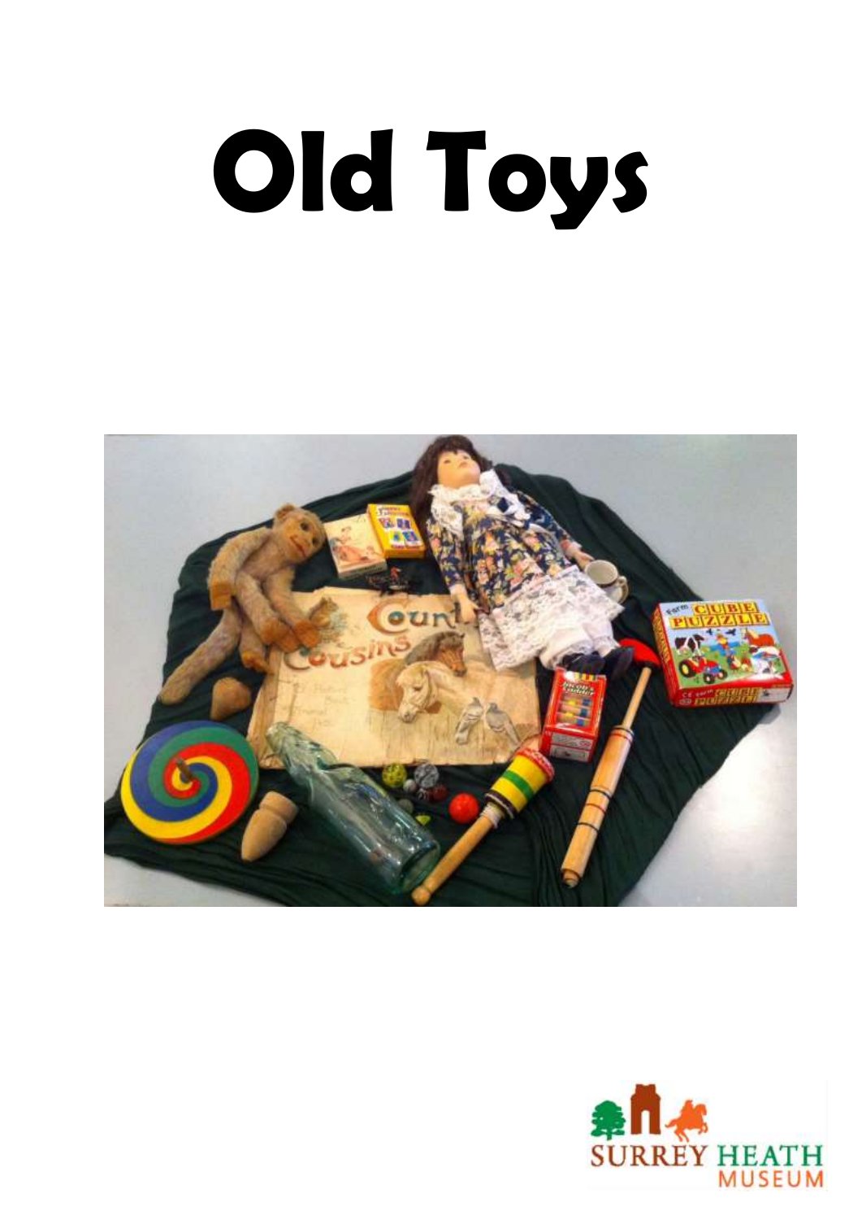# Old Toys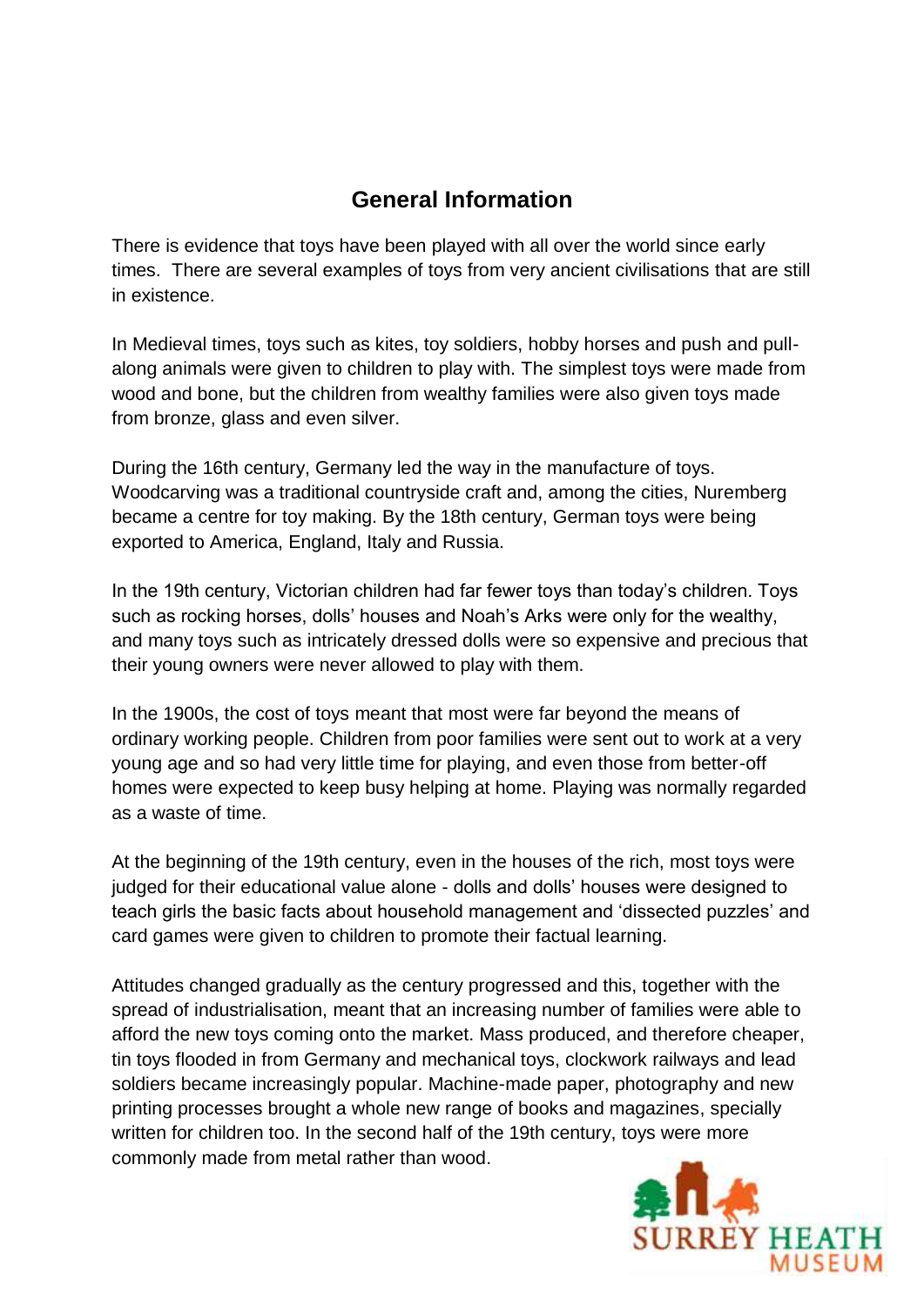## General Information

There is evidence that toys have been played with all over the world since early times. There are several examples of toys from very ancient civilisations that are still in existence.

In Medieval times, toys such as kites, toy soldiers, hobby horses and push and pull-along animals were given to children to play with. The simplest toys were made from wood and bone, but the children from wealthy families were also given toys made from bronze, glass and even silver.

During the 16th century, Germany led the way in the manufacture of toys. Woodcarving was a traditional countryside craft and, among the cities, Nuremberg became a centre for toy making. By the 18th century, German toys were being exported to America, England, Italy and Russia.

In the 19th century, Victorian children had far fewer toys than today's children. Toys such as rocking horses, dolls' houses and Noah's Arks were only for the wealthy, and many toys such as intricately dressed dolls were so expensive and precious that their young owners were never allowed to play with them.

In the 1900s, the cost of toys meant that most were far beyond the means of ordinary working people. Children from poor families were sent out to work at a very young age and so had very little time for playing, and even those from better-off homes were expected to keep busy helping at home. Playing was normally regarded as a waste of time.

At the beginning of the 19th century, even in the houses of the rich, most toys were judged for their educational value alone - dolls and dolls' houses were designed to teach girls the basic facts about household management and 'dissected puzzles' and card games were given to children to promote their factual learning.

Attitudes changed gradually as the century progressed and this, together with the spread of industrialisation, meant that an increasing number of families were able to afford the new toys coming onto the market. Mass produced, and therefore cheaper, tin toys flooded in from Germany and mechanical toys, clockwork railways and lead soldiers became increasingly popular. Machine-made paper, photography and new printing processes brought a whole new range of books and magazines, specially written for children too. In the second half of the 19th century, toys were more commonly made from metal rather than wood.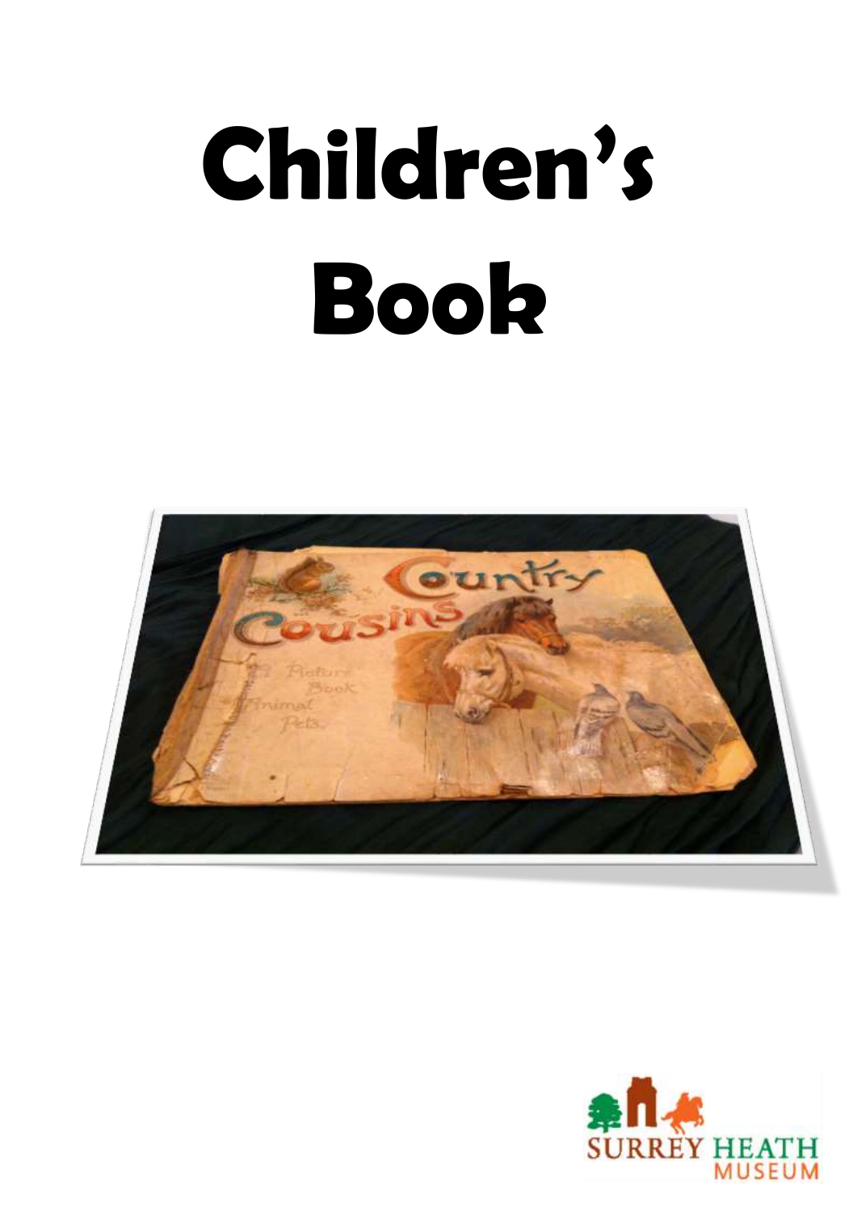# Children's Book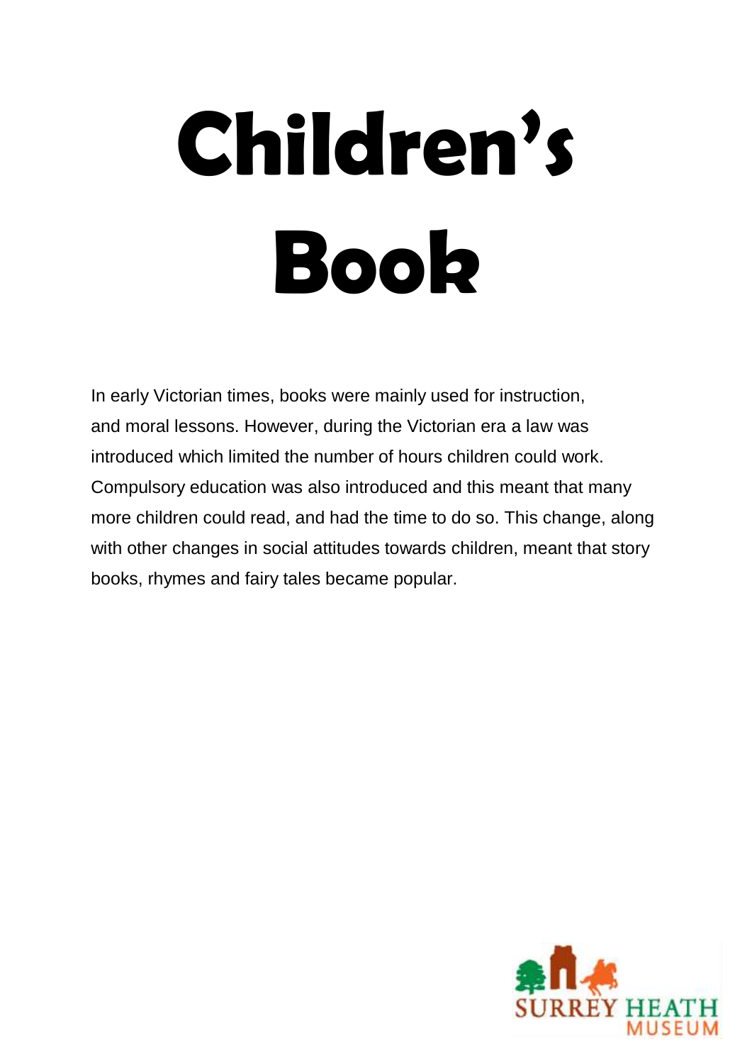# Children's Book

In early Victorian times, books were mainly used for instruction, and moral lessons. However, during the Victorian era a law was introduced which limited the number of hours children could work. Compulsory education was also introduced and this meant that many more children could read, and had the time to do so. This change, along with other changes in social attitudes towards children, meant that story books, rhymes and fairy tales became popular.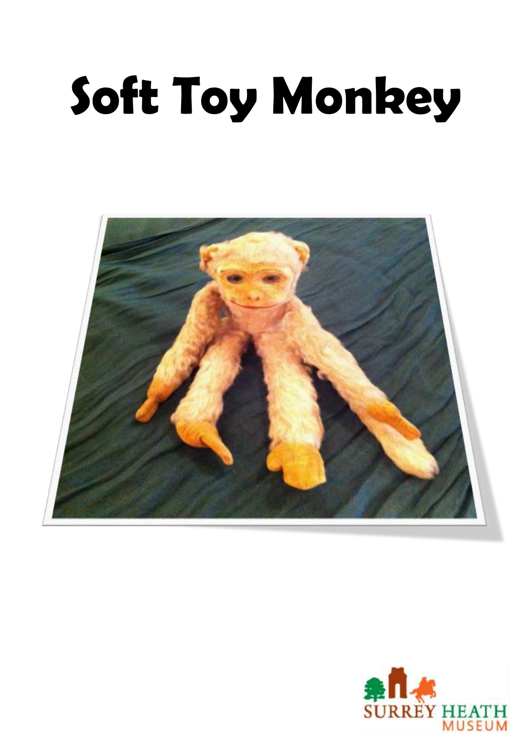# Soft Toy Monkey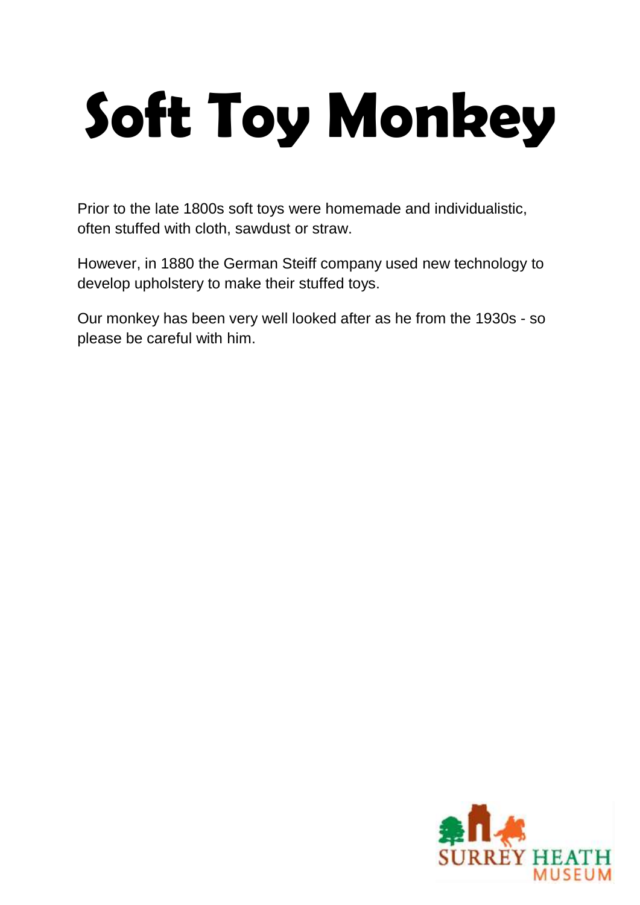# Soft Toy Monkey

Prior to the late 1800s soft toys were homemade and individualistic, often stuffed with cloth, sawdust or straw.

However, in 1880 the German Steiff company used new technology to develop upholstery to make their stuffed toys.

Our monkey has been very well looked after as he from the 1930s - so please be careful with him.

SURREY HEATH MUSEUM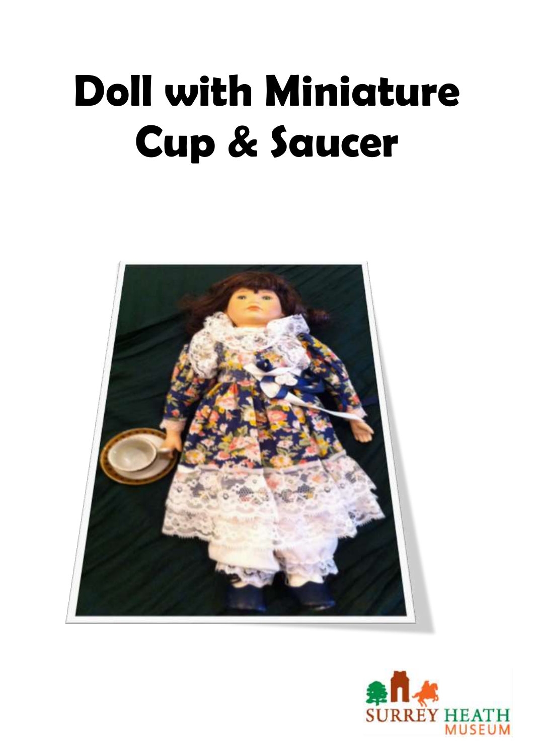# Doll with Miniature Cup & Saucer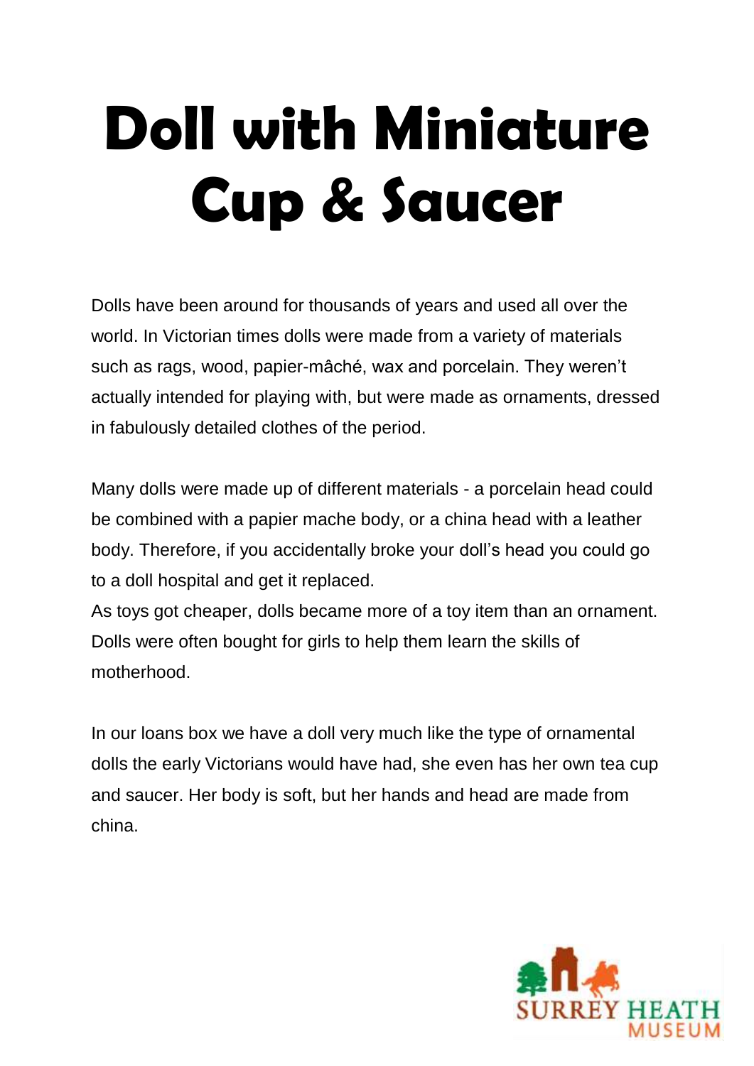# Doll with Miniature Cup & Saucer

Dolls have been around for thousands of years and used all over the world. In Victorian times dolls were made from a variety of materials such as rags, wood, papier-mâché, wax and porcelain. They weren't actually intended for playing with, but were made as ornaments, dressed in fabulously detailed clothes of the period.

Many dolls were made up of different materials - a porcelain head could be combined with a papier mache body, or a china head with a leather body. Therefore, if you accidentally broke your doll's head you could go to a doll hospital and get it replaced.

As toys got cheaper, dolls became more of a toy item than an ornament. Dolls were often bought for girls to help them learn the skills of motherhood.

In our loans box we have a doll very much like the type of ornamental dolls the early Victorians would have had, she even has her own tea cup and saucer. Her body is soft, but her hands and head are made from china.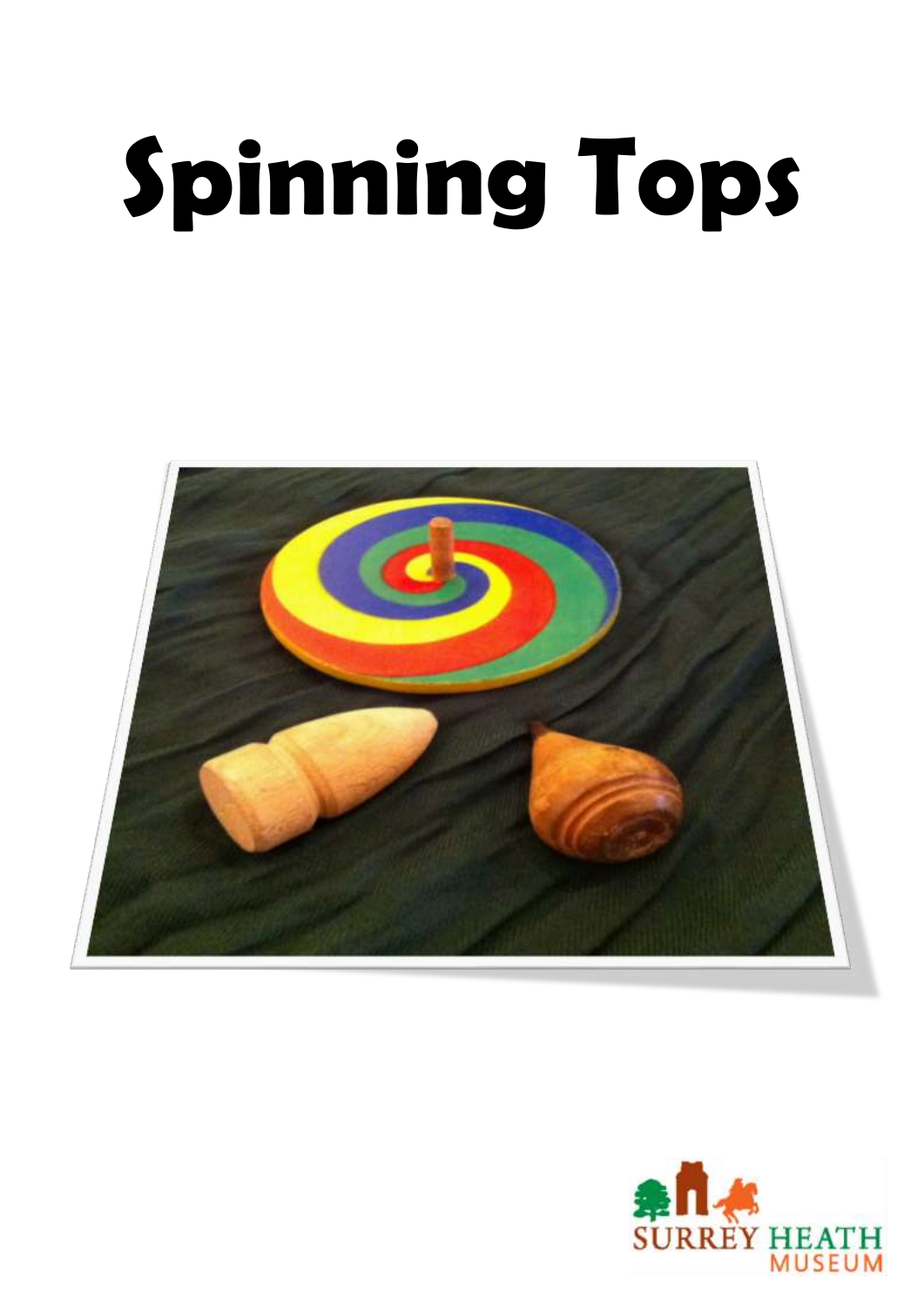# Spinning Tops

SURREY HEATH MUSEUM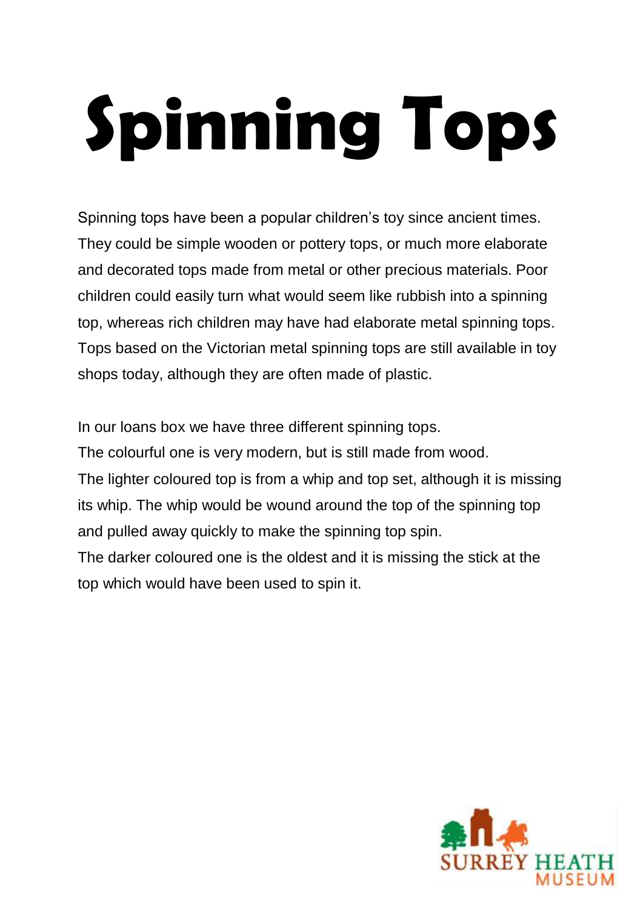# Spinning Tops

Spinning tops have been a popular children's toy since ancient times. They could be simple wooden or pottery tops, or much more elaborate and decorated tops made from metal or other precious materials. Poor children could easily turn what would seem like rubbish into a spinning top, whereas rich children may have had elaborate metal spinning tops. Tops based on the Victorian metal spinning tops are still available in toy shops today, although they are often made of plastic.

In our loans box we have three different spinning tops.
The colourful one is very modern, but is still made from wood.
The lighter coloured top is from a whip and top set, although it is missing its whip. The whip would be wound around the top of the spinning top and pulled away quickly to make the spinning top spin.
The darker coloured one is the oldest and it is missing the stick at the top which would have been used to spin it.

SURREY HEATH MUSEUM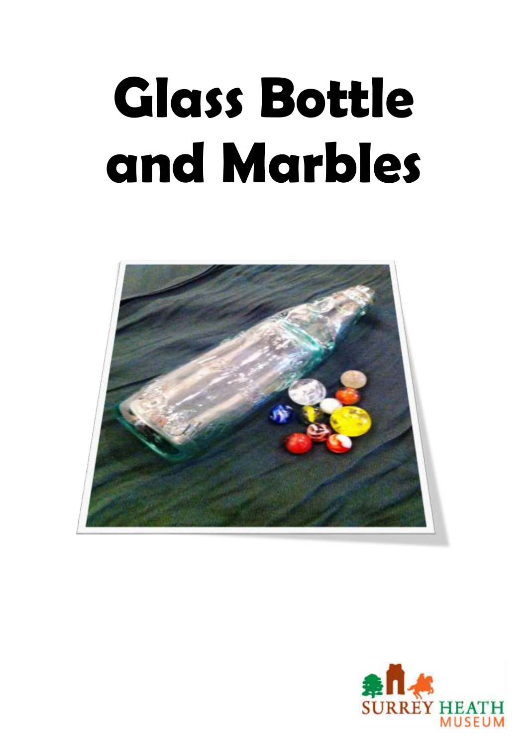# Glass Bottle and Marbles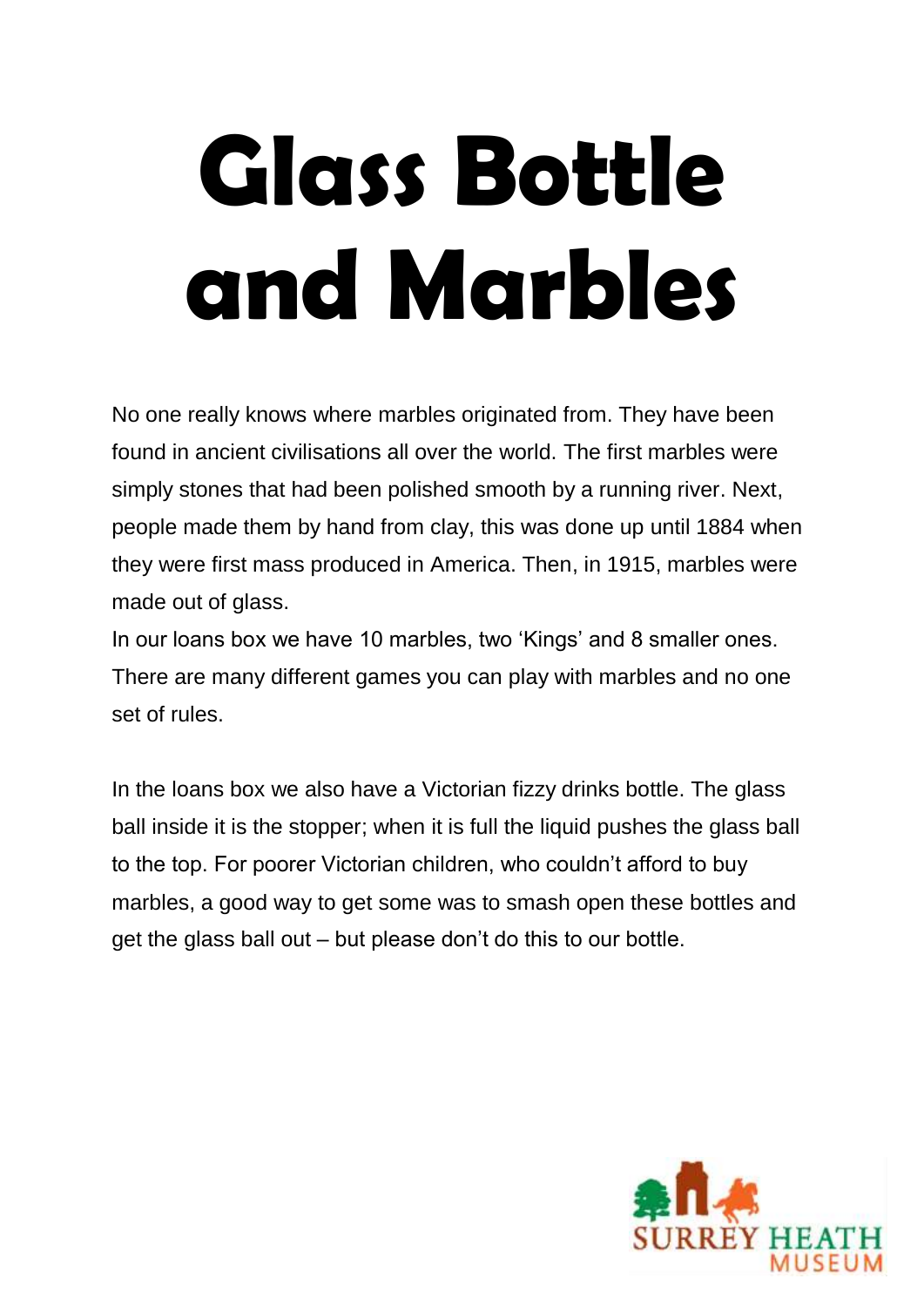# Glass Bottle and Marbles

No one really knows where marbles originated from. They have been found in ancient civilisations all over the world. The first marbles were simply stones that had been polished smooth by a running river. Next, people made them by hand from clay, this was done up until 1884 when they were first mass produced in America. Then, in 1915, marbles were made out of glass.

In our loans box we have 10 marbles, two 'Kings' and 8 smaller ones. There are many different games you can play with marbles and no one set of rules.

In the loans box we also have a Victorian fizzy drinks bottle. The glass ball inside it is the stopper; when it is full the liquid pushes the glass ball to the top. For poorer Victorian children, who couldn't afford to buy marbles, a good way to get some was to smash open these bottles and get the glass ball out – but please don't do this to our bottle.

SURREY HEATH MUSEUM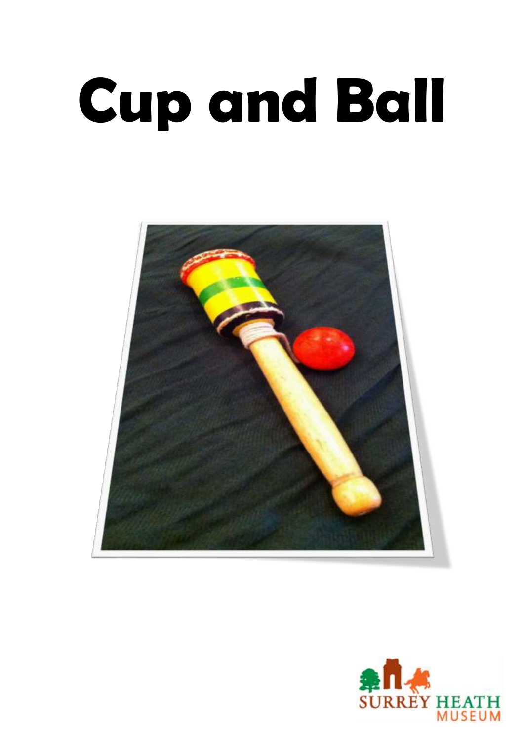# Cup and Ball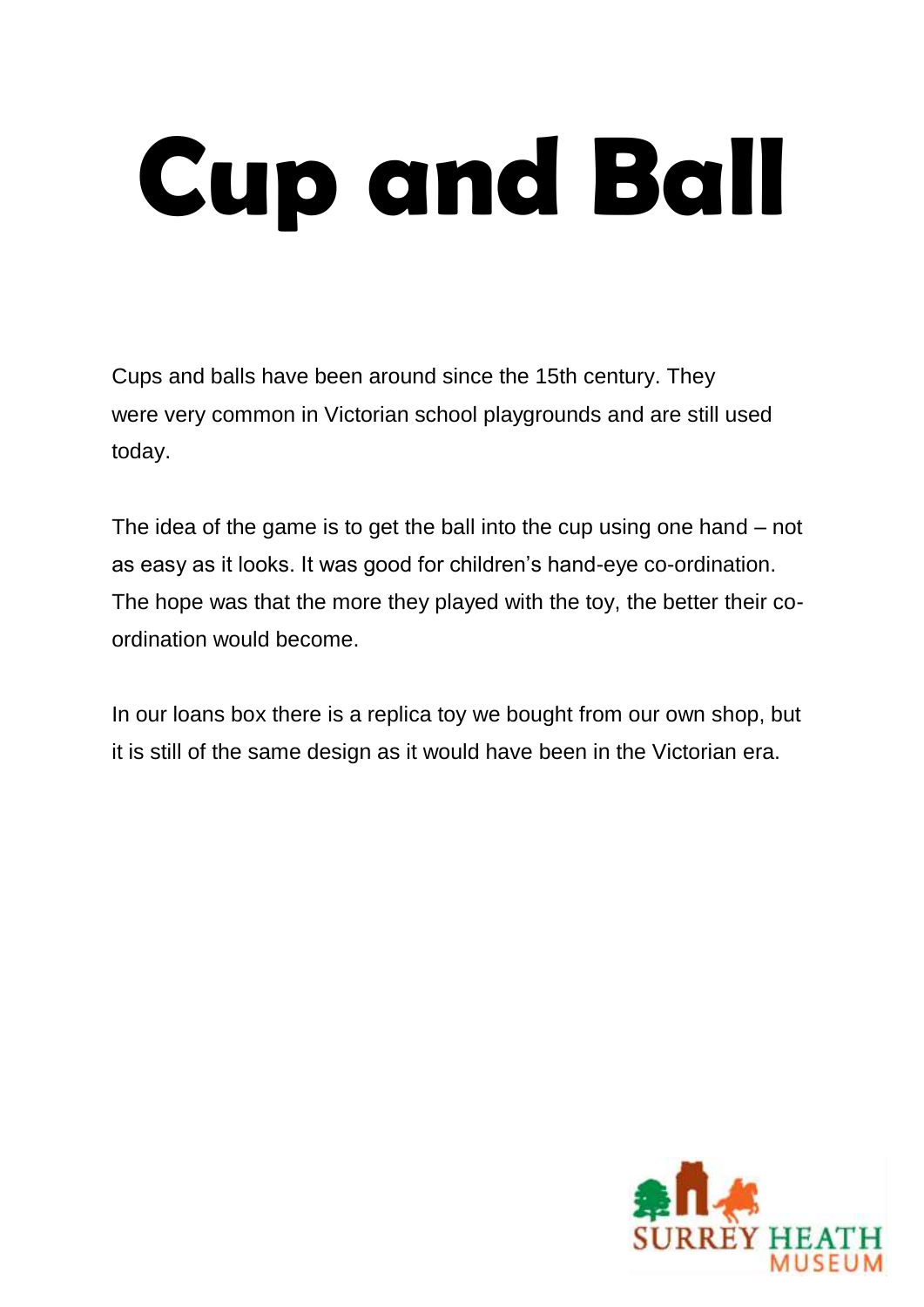# Cup and Ball

Cups and balls have been around since the 15th century. They were very common in Victorian school playgrounds and are still used today.

The idea of the game is to get the ball into the cup using one hand – not as easy as it looks. It was good for children's hand-eye co-ordination. The hope was that the more they played with the toy, the better their co-ordination would become.

In our loans box there is a replica toy we bought from our own shop, but it is still of the same design as it would have been in the Victorian era.

SURREY HEATH MUSEUM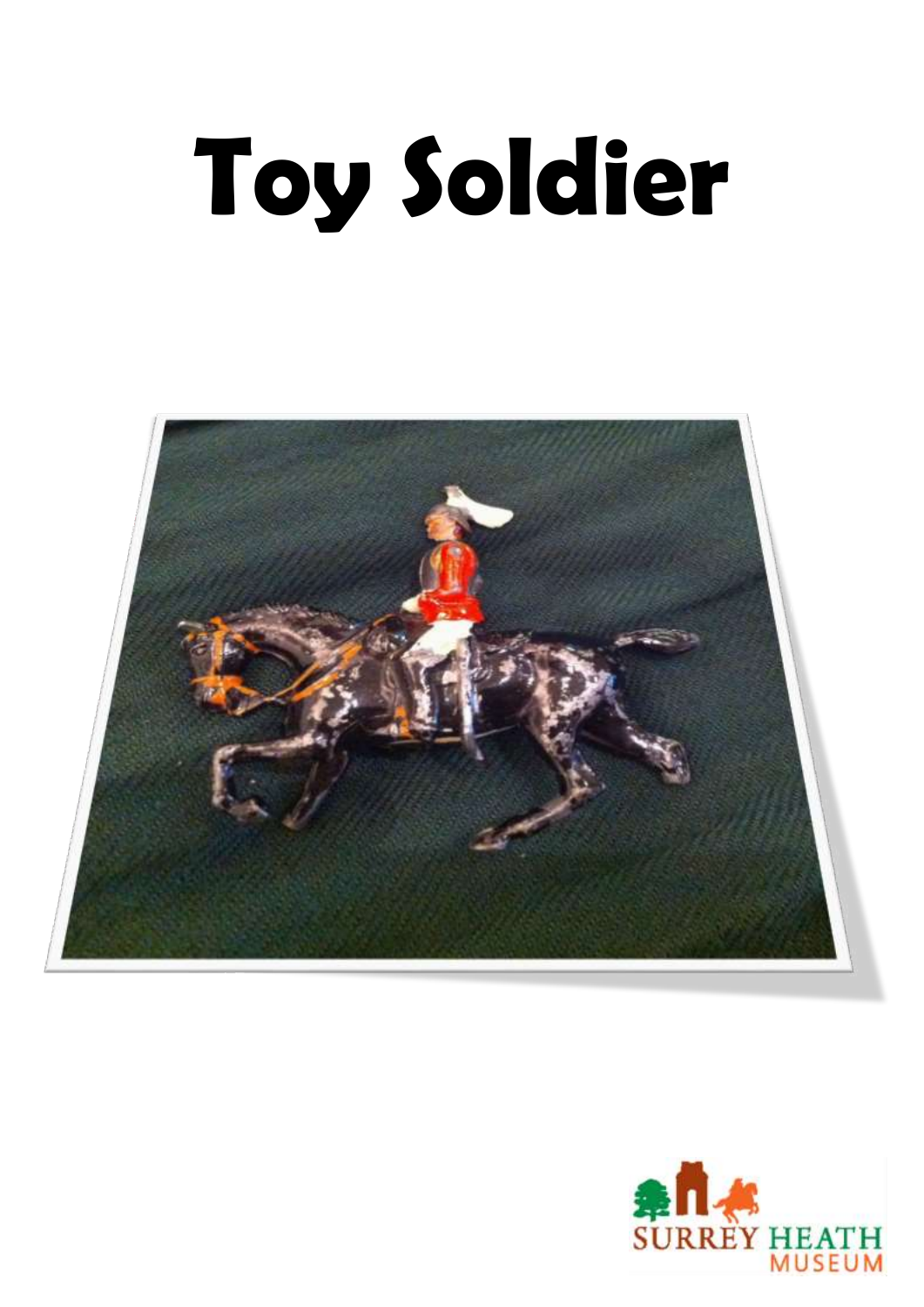# Toy Soldier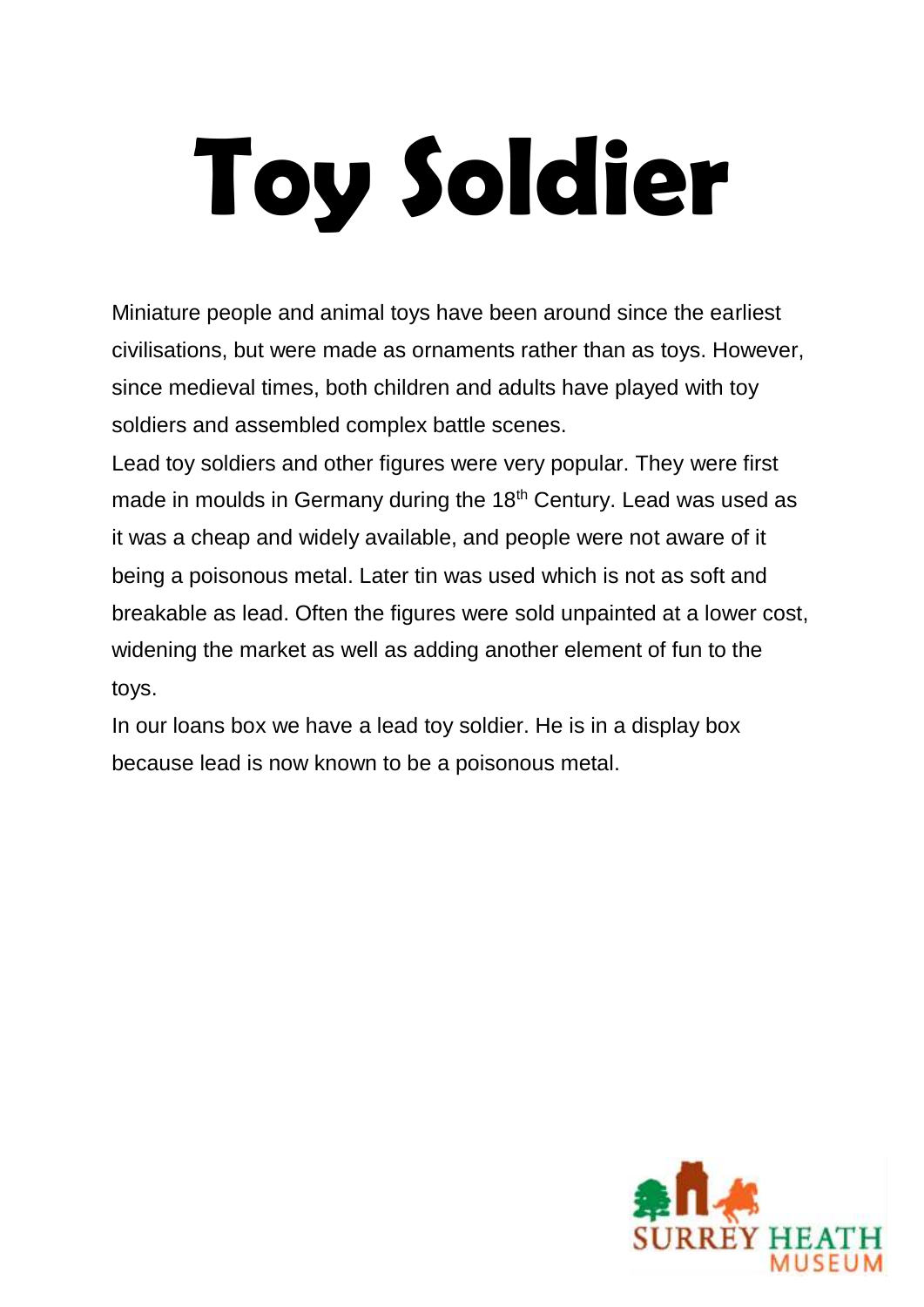# Toy Soldier

Miniature people and animal toys have been around since the earliest civilisations, but were made as ornaments rather than as toys. However, since medieval times, both children and adults have played with toy soldiers and assembled complex battle scenes.

Lead toy soldiers and other figures were very popular. They were first made in moulds in Germany during the 18th Century. Lead was used as it was a cheap and widely available, and people were not aware of it being a poisonous metal. Later tin was used which is not as soft and breakable as lead. Often the figures were sold unpainted at a lower cost, widening the market as well as adding another element of fun to the toys.

In our loans box we have a lead toy soldier. He is in a display box because lead is now known to be a poisonous metal.

SURREY HEATH MUSEUM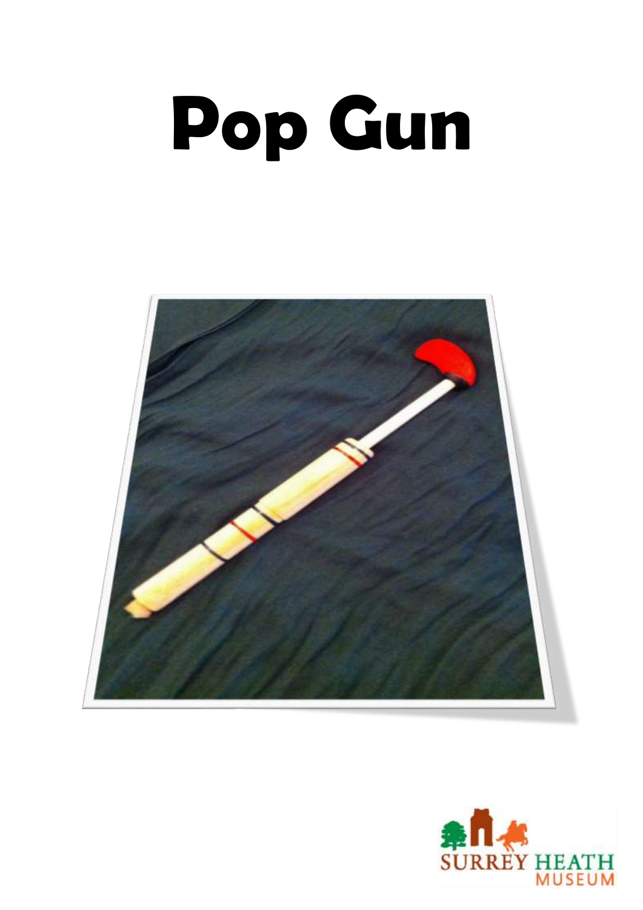# Pop Gun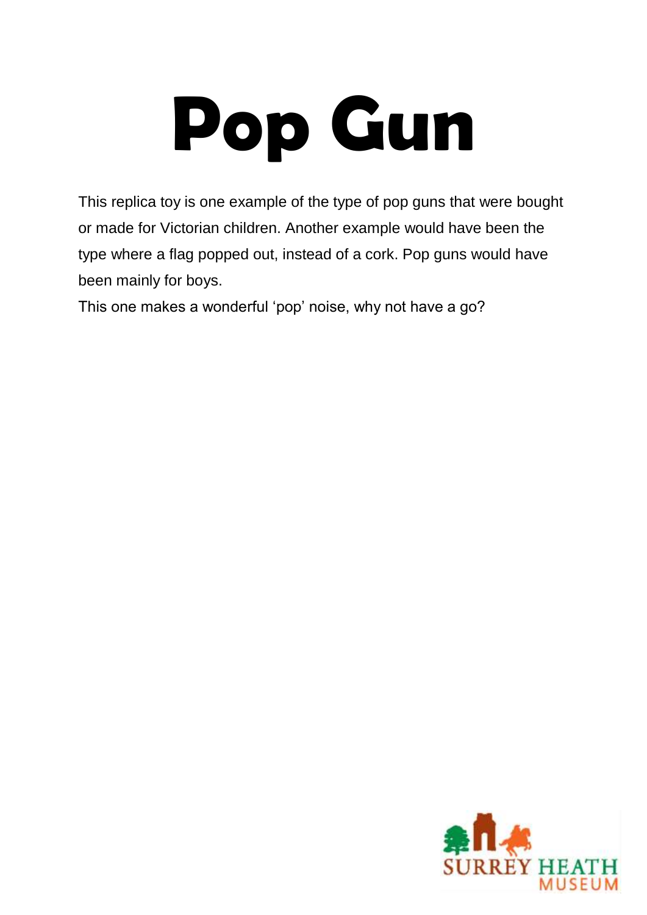# Pop Gun

This replica toy is one example of the type of pop guns that were bought or made for Victorian children. Another example would have been the type where a flag popped out, instead of a cork. Pop guns would have been mainly for boys.

This one makes a wonderful 'pop' noise, why not have a go?

SURREY HEATH MUSEUM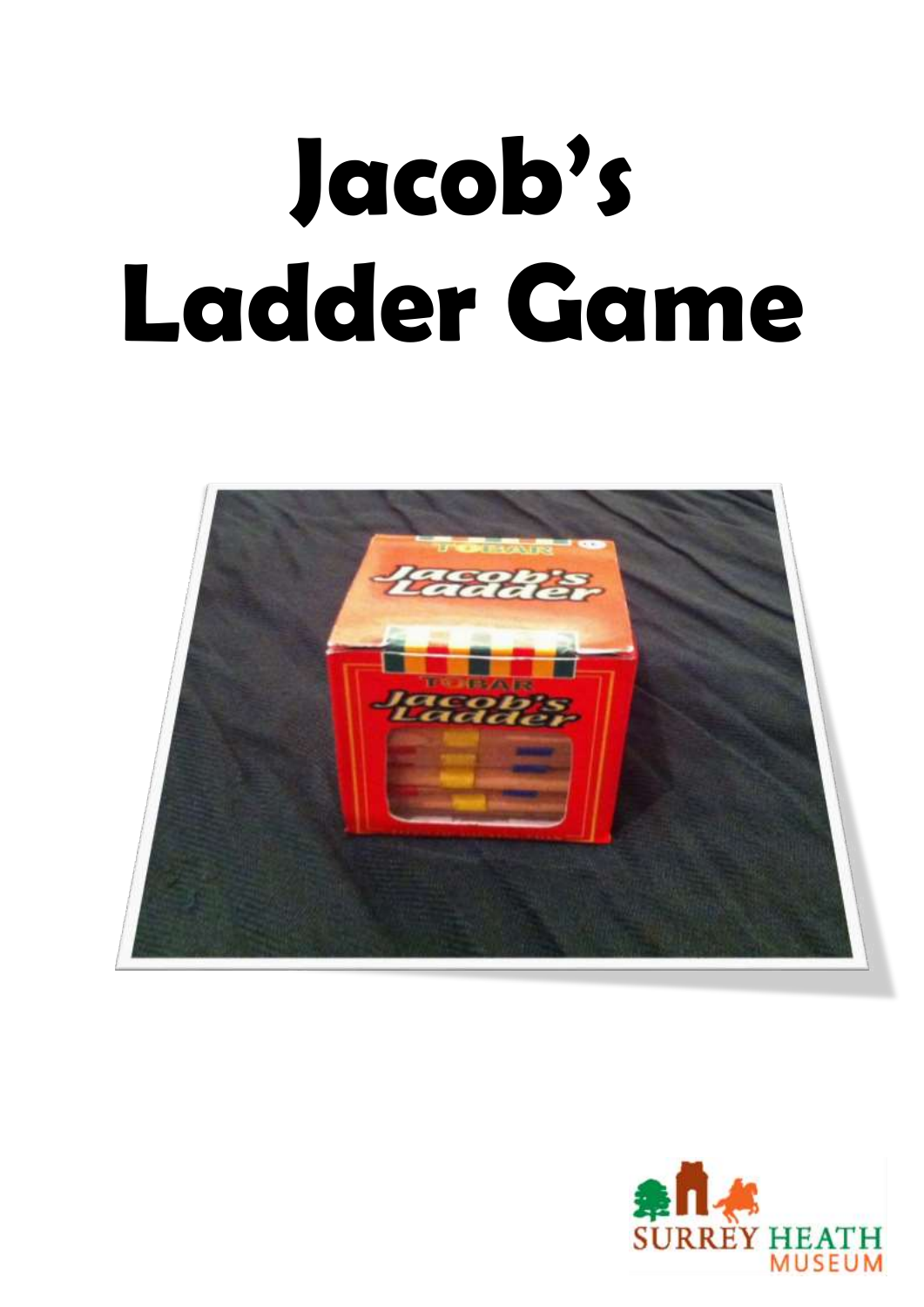# Jacob's Ladder Game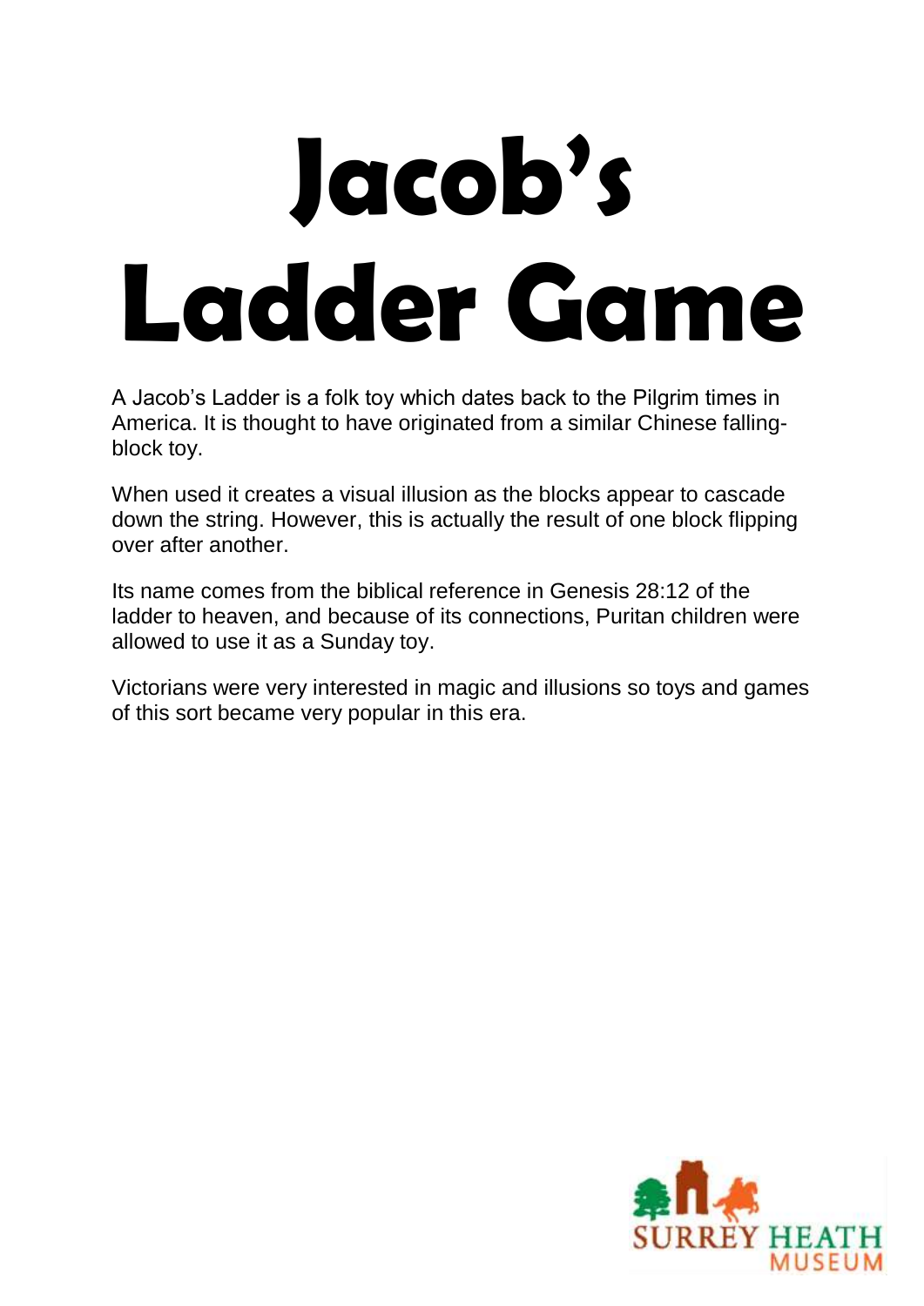# Jacob's Ladder Game

A Jacob's Ladder is a folk toy which dates back to the Pilgrim times in America. It is thought to have originated from a similar Chinese falling-block toy.

When used it creates a visual illusion as the blocks appear to cascade down the string. However, this is actually the result of one block flipping over after another.

Its name comes from the biblical reference in Genesis 28:12 of the ladder to heaven, and because of its connections, Puritan children were allowed to use it as a Sunday toy.

Victorians were very interested in magic and illusions so toys and games of this sort became very popular in this era.

SURREY HEATH MUSEUM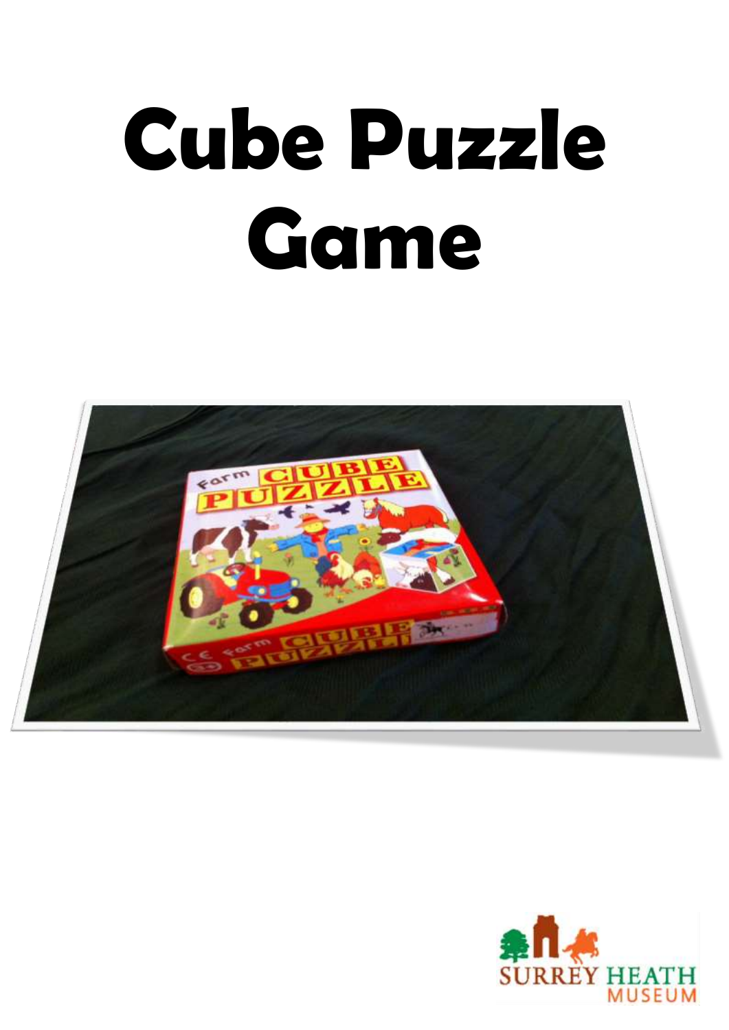# Cube Puzzle Game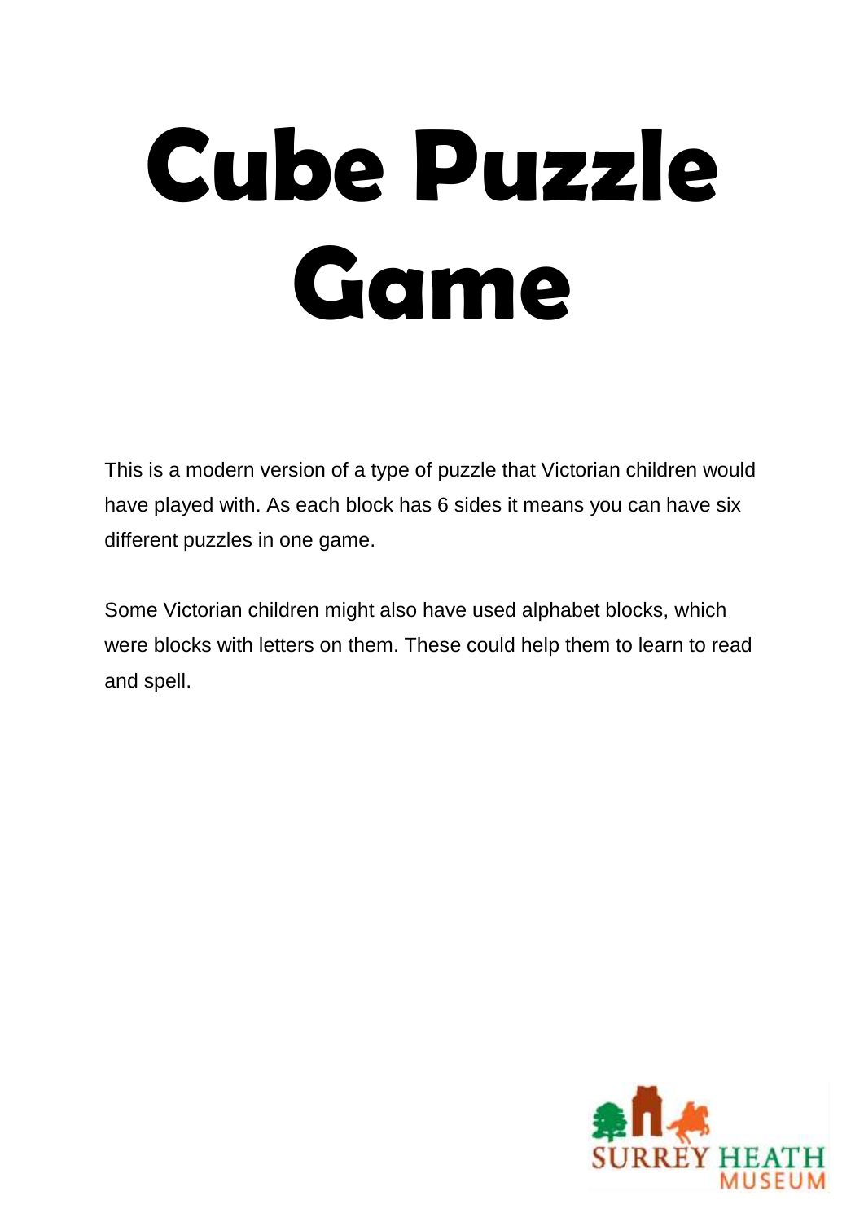# Cube Puzzle Game

This is a modern version of a type of puzzle that Victorian children would have played with. As each block has 6 sides it means you can have six different puzzles in one game.

Some Victorian children might also have used alphabet blocks, which were blocks with letters on them. These could help them to learn to read and spell.

SURREY HEATH MUSEUM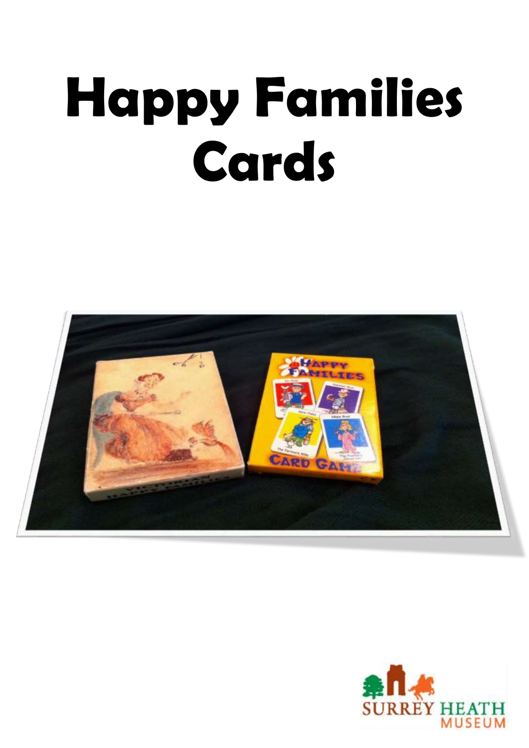# Happy Families Cards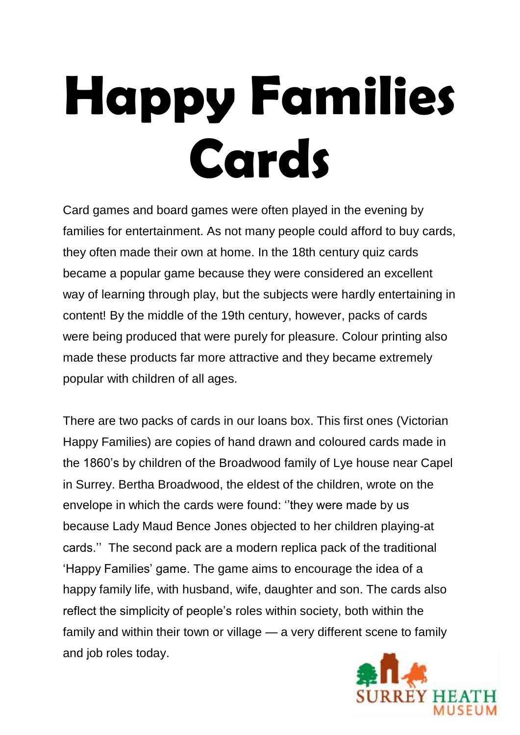# Happy Families Cards

Card games and board games were often played in the evening by families for entertainment. As not many people could afford to buy cards, they often made their own at home. In the 18th century quiz cards became a popular game because they were considered an excellent way of learning through play, but the subjects were hardly entertaining in content! By the middle of the 19th century, however, packs of cards were being produced that were purely for pleasure. Colour printing also made these products far more attractive and they became extremely popular with children of all ages.

There are two packs of cards in our loans box. This first ones (Victorian Happy Families) are copies of hand drawn and coloured cards made in the 1860's by children of the Broadwood family of Lye house near Capel in Surrey. Bertha Broadwood, the eldest of the children, wrote on the envelope in which the cards were found: ''they were made by us because Lady Maud Bence Jones objected to her children playing-at cards.'' The second pack are a modern replica pack of the traditional 'Happy Families' game. The game aims to encourage the idea of a happy family life, with husband, wife, daughter and son. The cards also reflect the simplicity of people's roles within society, both within the family and within their town or village — a very different scene to family and job roles today.

SURREY HEATH MUSEUM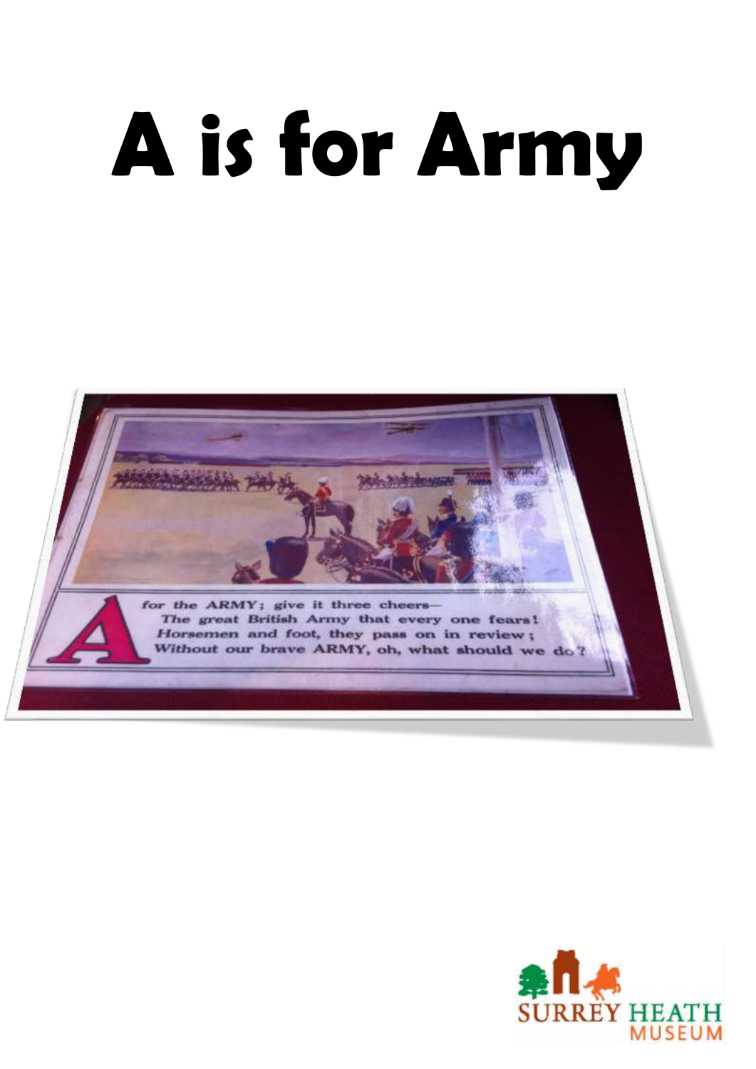# A is for Army

A for the ARMY; give it three cheers—
The great British Army that every one fears!
Horsemen and foot, they pass on in review;
Without our brave ARMY, oh, what should we do?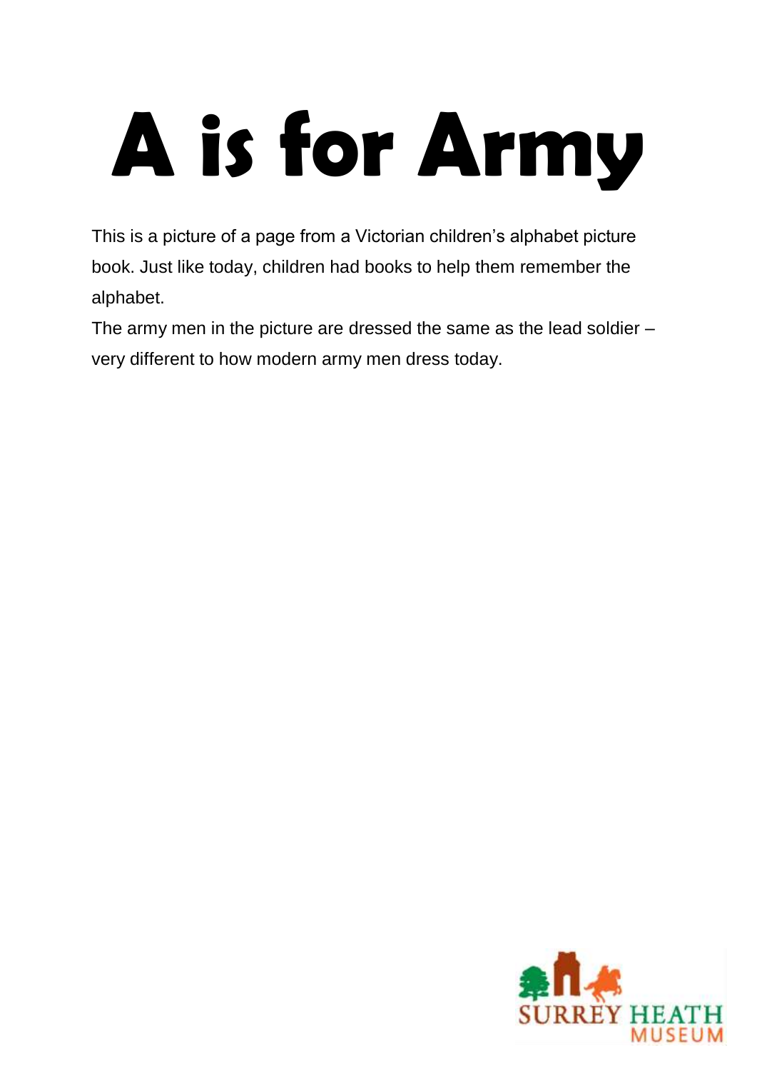# A is for Army

This is a picture of a page from a Victorian children's alphabet picture book. Just like today, children had books to help them remember the alphabet.

The army men in the picture are dressed the same as the lead soldier – very different to how modern army men dress today.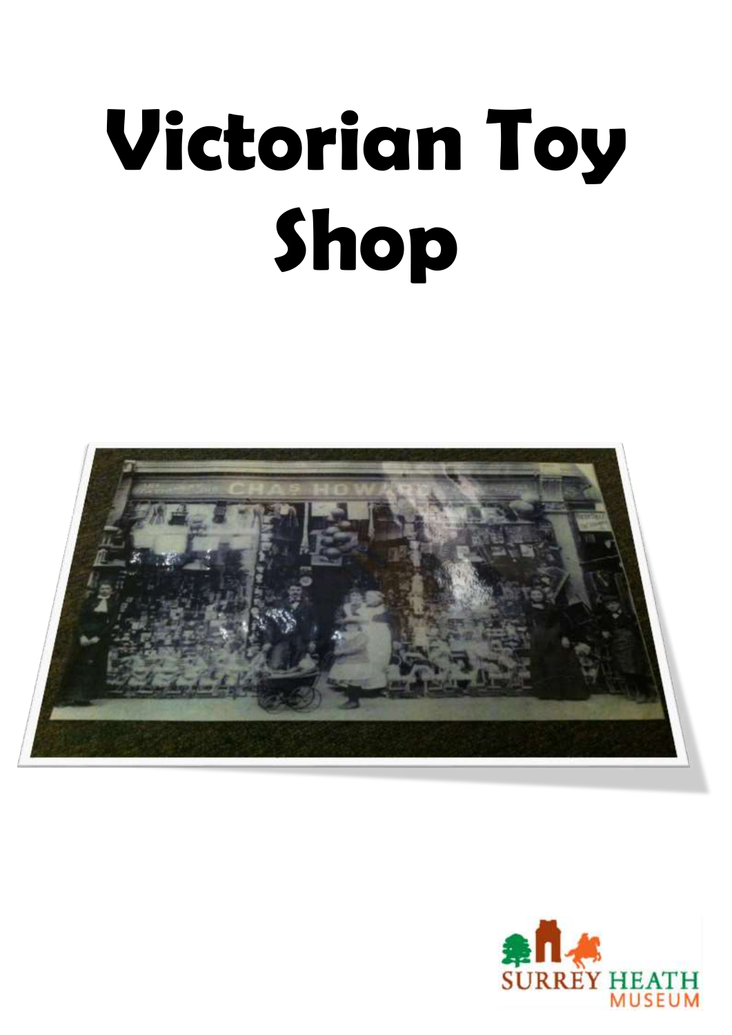# Victorian Toy Shop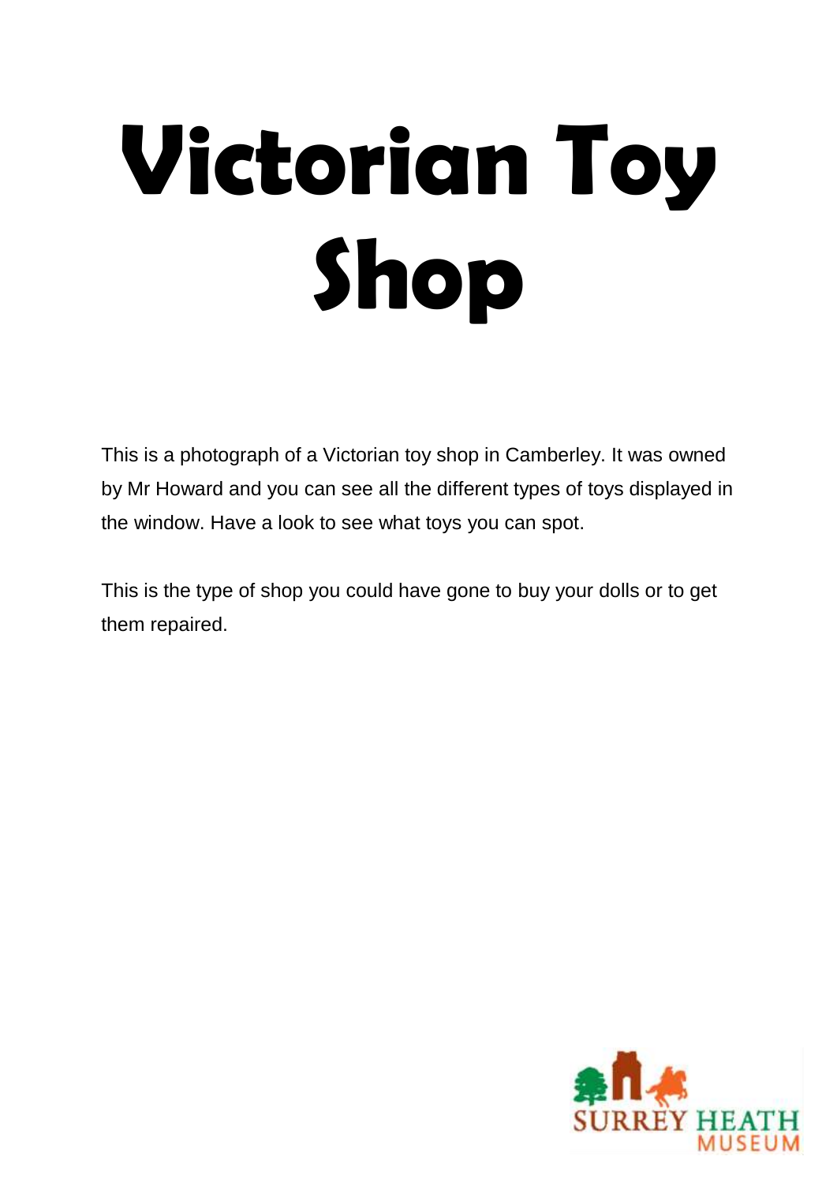# Victorian Toy Shop

This is a photograph of a Victorian toy shop in Camberley. It was owned by Mr Howard and you can see all the different types of toys displayed in the window. Have a look to see what toys you can spot.

This is the type of shop you could have gone to buy your dolls or to get them repaired.

SURREY HEATH MUSEUM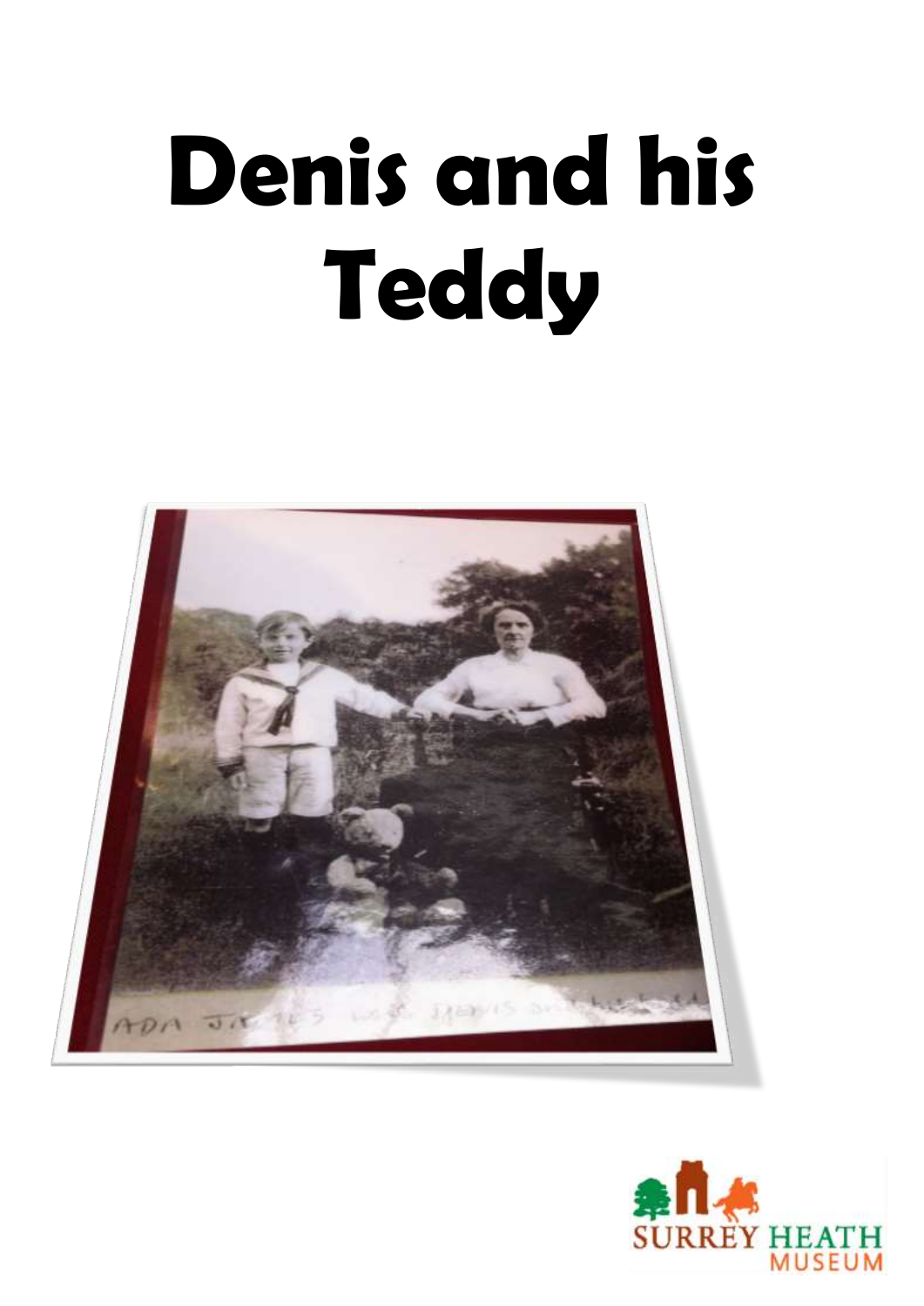# Denis and his Teddy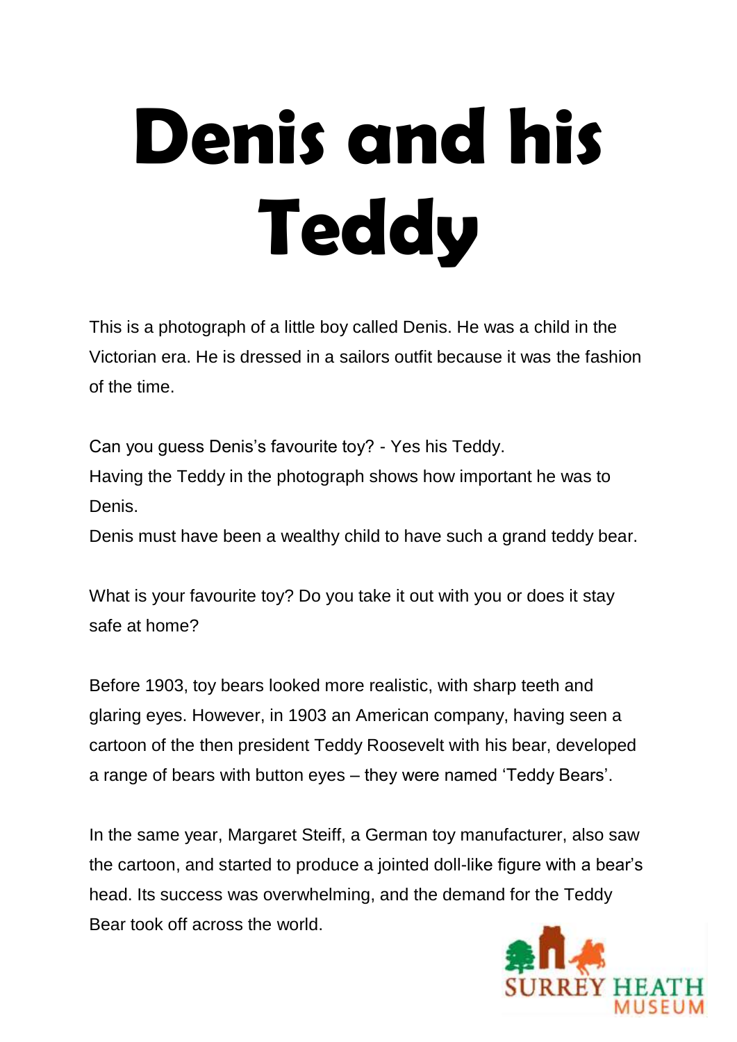# Denis and his Teddy

This is a photograph of a little boy called Denis. He was a child in the Victorian era. He is dressed in a sailors outfit because it was the fashion of the time.

Can you guess Denis's favourite toy? - Yes his Teddy.
Having the Teddy in the photograph shows how important he was to Denis.
Denis must have been a wealthy child to have such a grand teddy bear.

What is your favourite toy? Do you take it out with you or does it stay safe at home?

Before 1903, toy bears looked more realistic, with sharp teeth and glaring eyes. However, in 1903 an American company, having seen a cartoon of the then president Teddy Roosevelt with his bear, developed a range of bears with button eyes – they were named 'Teddy Bears'.

In the same year, Margaret Steiff, a German toy manufacturer, also saw the cartoon, and started to produce a jointed doll-like figure with a bear's head. Its success was overwhelming, and the demand for the Teddy Bear took off across the world.

SURREY HEATH MUSEUM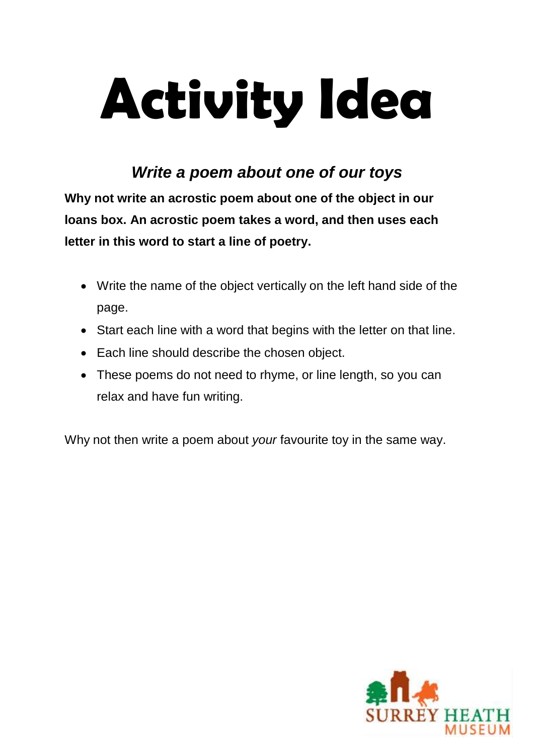# Activity Idea

## *Write a poem about one of our toys*

**Why not write an acrostic poem about one of the object in our loans box. An acrostic poem takes a word, and then uses each letter in this word to start a line of poetry.**

- Write the name of the object vertically on the left hand side of the page.
- Start each line with a word that begins with the letter on that line.
- Each line should describe the chosen object.
- These poems do not need to rhyme, or line length, so you can relax and have fun writing.

Why not then write a poem about *your* favourite toy in the same way.

SURREY HEATH MUSEUM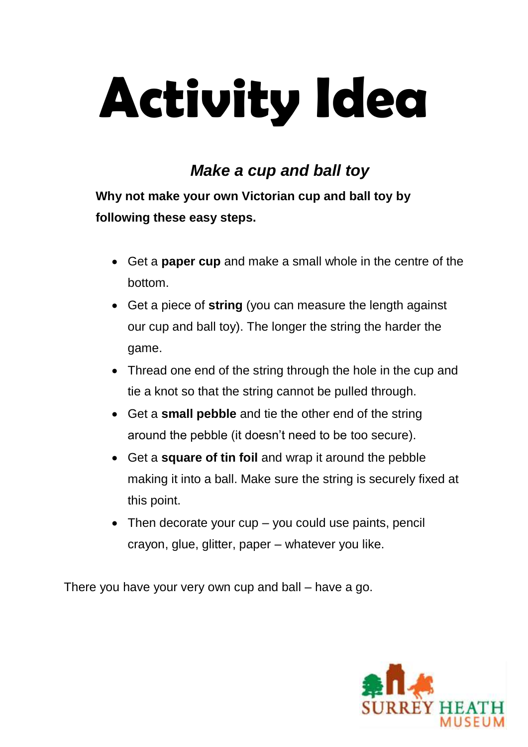# Activity Idea

## *Make a cup and ball toy*

**Why not make your own Victorian cup and ball toy by following these easy steps.**

- Get a **paper cup** and make a small whole in the centre of the bottom.
- Get a piece of **string** (you can measure the length against our cup and ball toy). The longer the string the harder the game.
- Thread one end of the string through the hole in the cup and tie a knot so that the string cannot be pulled through.
- Get a **small pebble** and tie the other end of the string around the pebble (it doesn't need to be too secure).
- Get a **square of tin foil** and wrap it around the pebble making it into a ball. Make sure the string is securely fixed at this point.
- Then decorate your cup – you could use paints, pencil crayon, glue, glitter, paper – whatever you like.

There you have your very own cup and ball – have a go.

SURREY HEATH MUSEUM